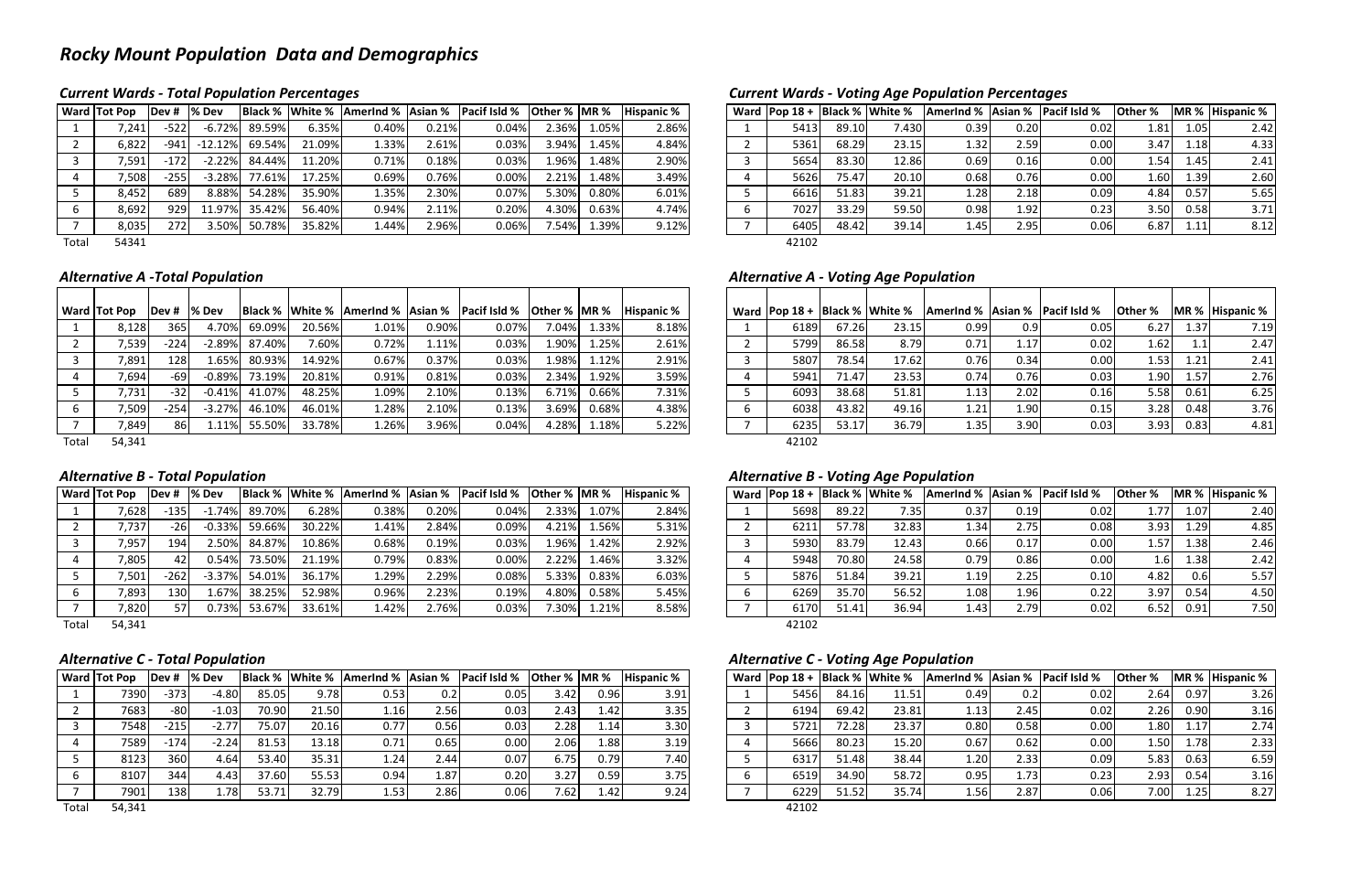# *Rocky Mount Population Data and Demographics*

### *Current Wards - Total Population Percentages*

| Ward | Tot Pop | Dev # | % Dev | Black % | White % | AmerInd % | Asian % | Pacif Isld % | Other % | MR % | Hispanic % |
|---|---|---|---|---|---|---|---|---|---|---|---|
| 1 | 7,241 | -522 | -6.72% | 89.59% | 6.35% | 0.40% | 0.21% | 0.04% | 2.36% | 1.05% | 2.86% |
| 2 | 6,822 | -941 | -12.12% | 69.54% | 21.09% | 1.33% | 2.61% | 0.03% | 3.94% | 1.45% | 4.84% |
| 3 | 7,591 | -172 | -2.22% | 84.44% | 11.20% | 0.71% | 0.18% | 0.03% | 1.96% | 1.48% | 2.90% |
| 4 | 7,508 | -255 | -3.28% | 77.61% | 17.25% | 0.69% | 0.76% | 0.00% | 2.21% | 1.48% | 3.49% |
| 5 | 8,452 | 689 | 8.88% | 54.28% | 35.90% | 1.35% | 2.30% | 0.07% | 5.30% | 0.80% | 6.01% |
| 6 | 8,692 | 929 | 11.97% | 35.42% | 56.40% | 0.94% | 2.11% | 0.20% | 4.30% | 0.63% | 4.74% |
| 7 | 8,035 | 272 | 3.50% | 50.78% | 35.82% | 1.44% | 2.96% | 0.06% | 7.54% | 1.39% | 9.12% |
| Total | 54341 | | | | | | | | | | |

### *Current Wards - Voting Age Population Percentages*

| Ward | Pop 18 + | Black % | White % | AmerInd % | Asian % | Pacif Isld % | Other % | MR % | Hispanic % |
|---|---|---|---|---|---|---|---|---|---|
| 1 | 5413 | 89.10 | 7.430 | 0.39 | 0.20 | 0.02 | 1.81 | 1.05 | 2.42 |
| 2 | 5361 | 68.29 | 23.15 | 1.32 | 2.59 | 0.00 | 3.47 | 1.18 | 4.33 |
| 3 | 5654 | 83.30 | 12.86 | 0.69 | 0.16 | 0.00 | 1.54 | 1.45 | 2.41 |
| 4 | 5626 | 75.47 | 20.10 | 0.68 | 0.76 | 0.00 | 1.60 | 1.39 | 2.60 |
| 5 | 6616 | 51.83 | 39.21 | 1.28 | 2.18 | 0.09 | 4.84 | 0.57 | 5.65 |
| 6 | 7027 | 33.29 | 59.50 | 0.98 | 1.92 | 0.23 | 3.50 | 0.58 | 3.71 |
| 7 | 6405 | 48.42 | 39.14 | 1.45 | 2.95 | 0.06 | 6.87 | 1.11 | 8.12 |
| | 42102 | | | | | | | | |

### *Alternative A -Total Population*

| Ward | Tot Pop | Dev # | % Dev | Black % | White % | AmerInd % | Asian % | Pacif Isld % | Other % | MR % | Hispanic % |
|---|---|---|---|---|---|---|---|---|---|---|---|
| 1 | 8,128 | 365 | 4.70% | 69.09% | 20.56% | 1.01% | 0.90% | 0.07% | 7.04% | 1.33% | 8.18% |
| 2 | 7,539 | -224 | -2.89% | 87.40% | 7.60% | 0.72% | 1.11% | 0.03% | 1.90% | 1.25% | 2.61% |
| 3 | 7,891 | 128 | 1.65% | 80.93% | 14.92% | 0.67% | 0.37% | 0.03% | 1.98% | 1.12% | 2.91% |
| 4 | 7,694 | -69 | -0.89% | 73.19% | 20.81% | 0.91% | 0.81% | 0.03% | 2.34% | 1.92% | 3.59% |
| 5 | 7,731 | -32 | -0.41% | 41.07% | 48.25% | 1.09% | 2.10% | 0.13% | 6.71% | 0.66% | 7.31% |
| 6 | 7,509 | -254 | -3.27% | 46.10% | 46.01% | 1.28% | 2.10% | 0.13% | 3.69% | 0.68% | 4.38% |
| 7 | 7,849 | 86 | 1.11% | 55.50% | 33.78% | 1.26% | 3.96% | 0.04% | 4.28% | 1.18% | 5.22% |
| Total | 54,341 | | | | | | | | | | |

### *Alternative A - Voting Age Population*

| Ward | Pop 18 + | Black % | White % | AmerInd % | Asian % | Pacif Isld % | Other % | MR % | Hispanic % |
|---|---|---|---|---|---|---|---|---|---|
| 1 | 6189 | 67.26 | 23.15 | 0.99 | 0.9 | 0.05 | 6.27 | 1.37 | 7.19 |
| 2 | 5799 | 86.58 | 8.79 | 0.71 | 1.17 | 0.02 | 1.62 | 1.1 | 2.47 |
| 3 | 5807 | 78.54 | 17.62 | 0.76 | 0.34 | 0.00 | 1.53 | 1.21 | 2.41 |
| 4 | 5941 | 71.47 | 23.53 | 0.74 | 0.76 | 0.03 | 1.90 | 1.57 | 2.76 |
| 5 | 6093 | 38.68 | 51.81 | 1.13 | 2.02 | 0.16 | 5.58 | 0.61 | 6.25 |
| 6 | 6038 | 43.82 | 49.16 | 1.21 | 1.90 | 0.15 | 3.28 | 0.48 | 3.76 |
| 7 | 6235 | 53.17 | 36.79 | 1.35 | 3.90 | 0.03 | 3.93 | 0.83 | 4.81 |
| | 42102 | | | | | | | | |

### *Alternative B - Total Population*

| Ward | Tot Pop | Dev # | % Dev | Black % | White % | AmerInd % | Asian % | Pacif Isld % | Other % | MR % | Hispanic % |
|---|---|---|---|---|---|---|---|---|---|---|---|
| 1 | 7,628 | -135 | -1.74% | 89.70% | 6.28% | 0.38% | 0.20% | 0.04% | 2.33% | 1.07% | 2.84% |
| 2 | 7,737 | -26 | -0.33% | 59.66% | 30.22% | 1.41% | 2.84% | 0.09% | 4.21% | 1.56% | 5.31% |
| 3 | 7,957 | 194 | 2.50% | 84.87% | 10.86% | 0.68% | 0.19% | 0.03% | 1.96% | 1.42% | 2.92% |
| 4 | 7,805 | 42 | 0.54% | 73.50% | 21.19% | 0.79% | 0.83% | 0.00% | 2.22% | 1.46% | 3.32% |
| 5 | 7,501 | -262 | -3.37% | 54.01% | 36.17% | 1.29% | 2.29% | 0.08% | 5.33% | 0.83% | 6.03% |
| 6 | 7,893 | 130 | 1.67% | 38.25% | 52.98% | 0.96% | 2.23% | 0.19% | 4.80% | 0.58% | 5.45% |
| 7 | 7,820 | 57 | 0.73% | 53.67% | 33.61% | 1.42% | 2.76% | 0.03% | 7.30% | 1.21% | 8.58% |
| Total | 54,341 | | | | | | | | | | |

### *Alternative B - Voting Age Population*

| Ward | Pop 18 + | Black % | White % | AmerInd % | Asian % | Pacif Isld % | Other % | MR % | Hispanic % |
|---|---|---|---|---|---|---|---|---|---|
| 1 | 5698 | 89.22 | 7.35 | 0.37 | 0.19 | 0.02 | 1.77 | 1.07 | 2.40 |
| 2 | 6211 | 57.78 | 32.83 | 1.34 | 2.75 | 0.08 | 3.93 | 1.29 | 4.85 |
| 3 | 5930 | 83.79 | 12.43 | 0.66 | 0.17 | 0.00 | 1.57 | 1.38 | 2.46 |
| 4 | 5948 | 70.80 | 24.58 | 0.79 | 0.86 | 0.00 | 1.6 | 1.38 | 2.42 |
| 5 | 5876 | 51.84 | 39.21 | 1.19 | 2.25 | 0.10 | 4.82 | 0.6 | 5.57 |
| 6 | 6269 | 35.70 | 56.52 | 1.08 | 1.96 | 0.22 | 3.97 | 0.54 | 4.50 |
| 7 | 6170 | 51.41 | 36.94 | 1.43 | 2.79 | 0.02 | 6.52 | 0.91 | 7.50 |
| | 42102 | | | | | | | | |

### *Alternative C - Total Population*

| Ward | Tot Pop | Dev # | % Dev | Black % | White % | AmerInd % | Asian % | Pacif Isld % | Other % | MR % | Hispanic % |
|---|---|---|---|---|---|---|---|---|---|---|---|
| 1 | 7390 | -373 | -4.80 | 85.05 | 9.78 | 0.53 | 0.2 | 0.05 | 3.42 | 0.96 | 3.91 |
| 2 | 7683 | -80 | -1.03 | 70.90 | 21.50 | 1.16 | 2.56 | 0.03 | 2.43 | 1.42 | 3.35 |
| 3 | 7548 | -215 | -2.77 | 75.07 | 20.16 | 0.77 | 0.56 | 0.03 | 2.28 | 1.14 | 3.30 |
| 4 | 7589 | -174 | -2.24 | 81.53 | 13.18 | 0.71 | 0.65 | 0.00 | 2.06 | 1.88 | 3.19 |
| 5 | 8123 | 360 | 4.64 | 53.40 | 35.31 | 1.24 | 2.44 | 0.07 | 6.75 | 0.79 | 7.40 |
| 6 | 8107 | 344 | 4.43 | 37.60 | 55.53 | 0.94 | 1.87 | 0.20 | 3.27 | 0.59 | 3.75 |
| 7 | 7901 | 138 | 1.78 | 53.71 | 32.79 | 1.53 | 2.86 | 0.06 | 7.62 | 1.42 | 9.24 |
| Total | 54,341 | | | | | | | | | | |

### *Alternative C - Voting Age Population*

| Ward | Pop 18 + | Black % | White % | AmerInd % | Asian % | Pacif Isld % | Other % | MR % | Hispanic % |
|---|---|---|---|---|---|---|---|---|---|
| 1 | 5456 | 84.16 | 11.51 | 0.49 | 0.2 | 0.02 | 2.64 | 0.97 | 3.26 |
| 2 | 6194 | 69.42 | 23.81 | 1.13 | 2.45 | 0.02 | 2.26 | 0.90 | 3.16 |
| 3 | 5721 | 72.28 | 23.37 | 0.80 | 0.58 | 0.00 | 1.80 | 1.17 | 2.74 |
| 4 | 5666 | 80.23 | 15.20 | 0.67 | 0.62 | 0.00 | 1.50 | 1.78 | 2.33 |
| 5 | 6317 | 51.48 | 38.44 | 1.20 | 2.33 | 0.09 | 5.83 | 0.63 | 6.59 |
| 6 | 6519 | 34.90 | 58.72 | 0.95 | 1.73 | 0.23 | 2.93 | 0.54 | 3.16 |
| 7 | 6229 | 51.52 | 35.74 | 1.56 | 2.87 | 0.06 | 7.00 | 1.25 | 8.27 |
| | 42102 | | | | | | | | |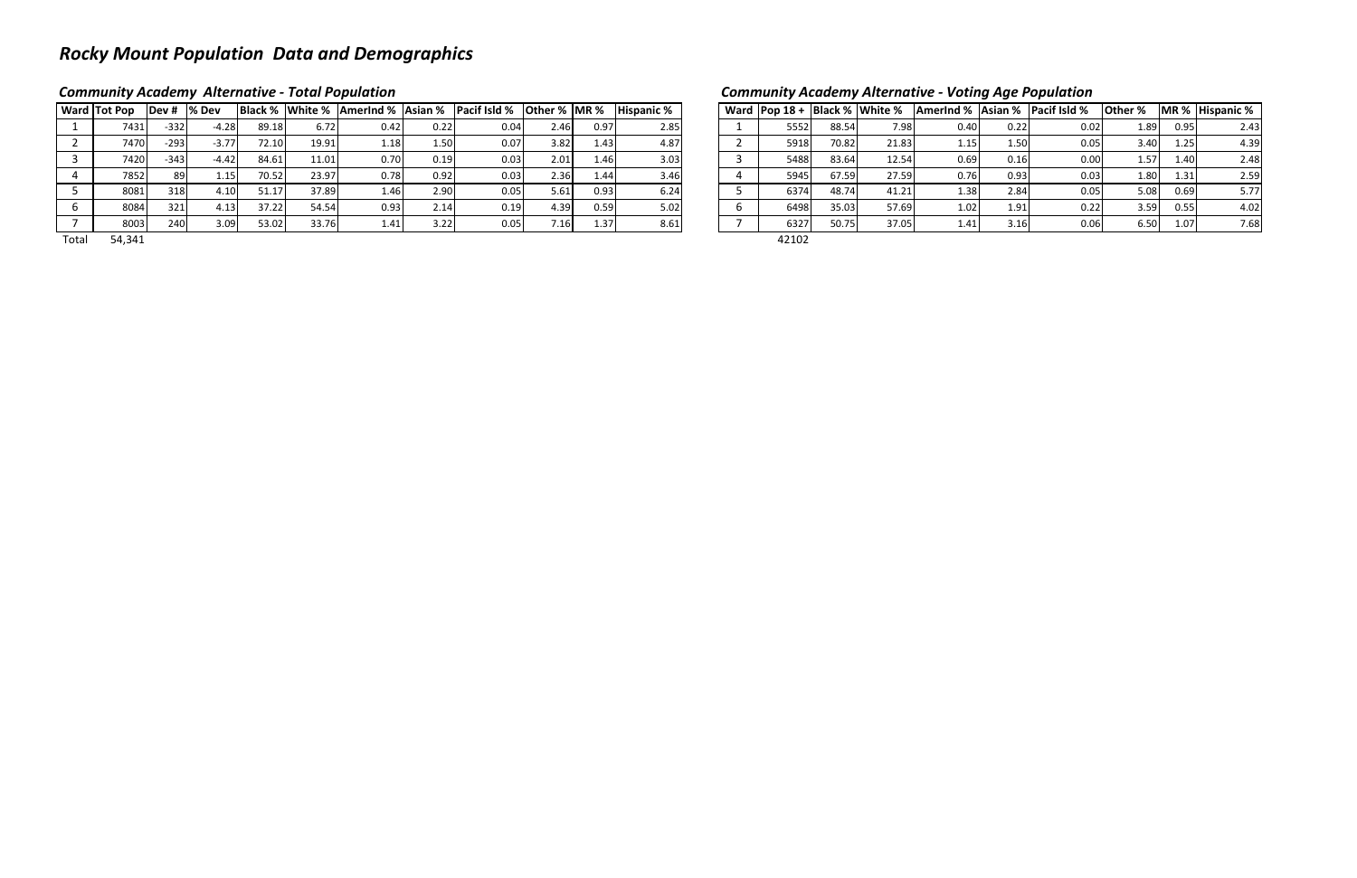# *Rocky Mount Population Data and Demographics*

### *Community Academy Alternative - Total Population*

| Ward | Tot Pop | Dev # | % Dev | Black % | White % | AmerInd % | Asian % | Pacif Isld % | Other % | MR % | Hispanic % |
|---|---|---|---|---|---|---|---|---|---|---|---|
| 1 | 7431 | -332 | -4.28 | 89.18 | 6.72 | 0.42 | 0.22 | 0.04 | 2.46 | 0.97 | 2.85 |
| 2 | 7470 | -293 | -3.77 | 72.10 | 19.91 | 1.18 | 1.50 | 0.07 | 3.82 | 1.43 | 4.87 |
| 3 | 7420 | -343 | -4.42 | 84.61 | 11.01 | 0.70 | 0.19 | 0.03 | 2.01 | 1.46 | 3.03 |
| 4 | 7852 | 89 | 1.15 | 70.52 | 23.97 | 0.78 | 0.92 | 0.03 | 2.36 | 1.44 | 3.46 |
| 5 | 8081 | 318 | 4.10 | 51.17 | 37.89 | 1.46 | 2.90 | 0.05 | 5.61 | 0.93 | 6.24 |
| 6 | 8084 | 321 | 4.13 | 37.22 | 54.54 | 0.93 | 2.14 | 0.19 | 4.39 | 0.59 | 5.02 |
| 7 | 8003 | 240 | 3.09 | 53.02 | 33.76 | 1.41 | 3.22 | 0.05 | 7.16 | 1.37 | 8.61 |
| Total | 54,341 | | | | | | | | | | |

### *Community Academy Alternative - Voting Age Population*

| Ward | Pop 18 + | Black % | White % | AmerInd % | Asian % | Pacif Isld % | Other % | MR % | Hispanic % |
|---|---|---|---|---|---|---|---|---|---|
| 1 | 5552 | 88.54 | 7.98 | 0.40 | 0.22 | 0.02 | 1.89 | 0.95 | 2.43 |
| 2 | 5918 | 70.82 | 21.83 | 1.15 | 1.50 | 0.05 | 3.40 | 1.25 | 4.39 |
| 3 | 5488 | 83.64 | 12.54 | 0.69 | 0.16 | 0.00 | 1.57 | 1.40 | 2.48 |
| 4 | 5945 | 67.59 | 27.59 | 0.76 | 0.93 | 0.03 | 1.80 | 1.31 | 2.59 |
| 5 | 6374 | 48.74 | 41.21 | 1.38 | 2.84 | 0.05 | 5.08 | 0.69 | 5.77 |
| 6 | 6498 | 35.03 | 57.69 | 1.02 | 1.91 | 0.22 | 3.59 | 0.55 | 4.02 |
| 7 | 6327 | 50.75 | 37.05 | 1.41 | 3.16 | 0.06 | 6.50 | 1.07 | 7.68 |
| | 42102 | | | | | | | | |